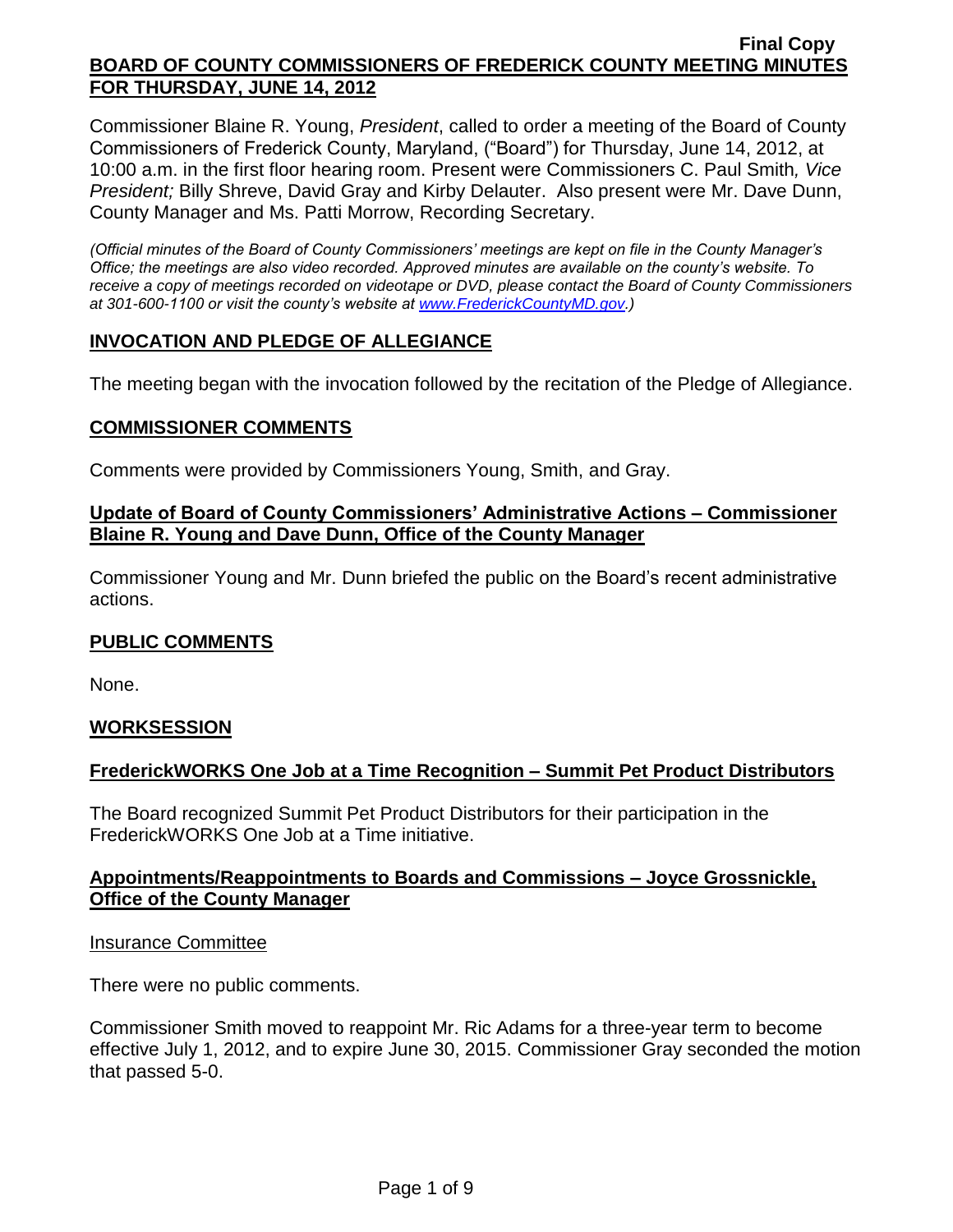**Final Copy**

**BOARD OF COUNTY COMMISSIONERS OF FREDERICK COUNTY MEETING MINUTES FOR THURSDAY, JUNE 14, 2012**

Commissioner Blaine R. Young, *President*, called to order a meeting of the Board of County Commissioners of Frederick County, Maryland, ("Board") for Thursday, June 14, 2012, at 10:00 a.m. in the first floor hearing room. Present were Commissioners C. Paul Smith*, Vice President;* Billy Shreve, David Gray and Kirby Delauter. Also present were Mr. Dave Dunn, County Manager and Ms. Patti Morrow, Recording Secretary.

*(Official minutes of the Board of County Commissioners' meetings are kept on file in the County Manager's Office; the meetings are also video recorded. Approved minutes are available on the county's website. To receive a copy of meetings recorded on videotape or DVD, please contact the Board of County Commissioners at 301-600-1100 or visit the county's website at www.FrederickCountyMD.gov.)*

## INVOCATION AND PLEDGE OF ALLEGIANCE

The meeting began with the invocation followed by the recitation of the Pledge of Allegiance.

## COMMISSIONER COMMENTS

Comments were provided by Commissioners Young, Smith, and Gray.

## Update of Board of County Commissioners' Administrative Actions – Commissioner Blaine R. Young and Dave Dunn, Office of the County Manager

Commissioner Young and Mr. Dunn briefed the public on the Board's recent administrative actions.

## PUBLIC COMMENTS

None.

## WORKSESSION

## FrederickWORKS One Job at a Time Recognition – Summit Pet Product Distributors

The Board recognized Summit Pet Product Distributors for their participation in the FrederickWORKS One Job at a Time initiative.

## Appointments/Reappointments to Boards and Commissions – Joyce Grossnickle, Office of the County Manager

Insurance Committee

There were no public comments.

Commissioner Smith moved to reappoint Mr. Ric Adams for a three-year term to become effective July 1, 2012, and to expire June 30, 2015. Commissioner Gray seconded the motion that passed 5-0.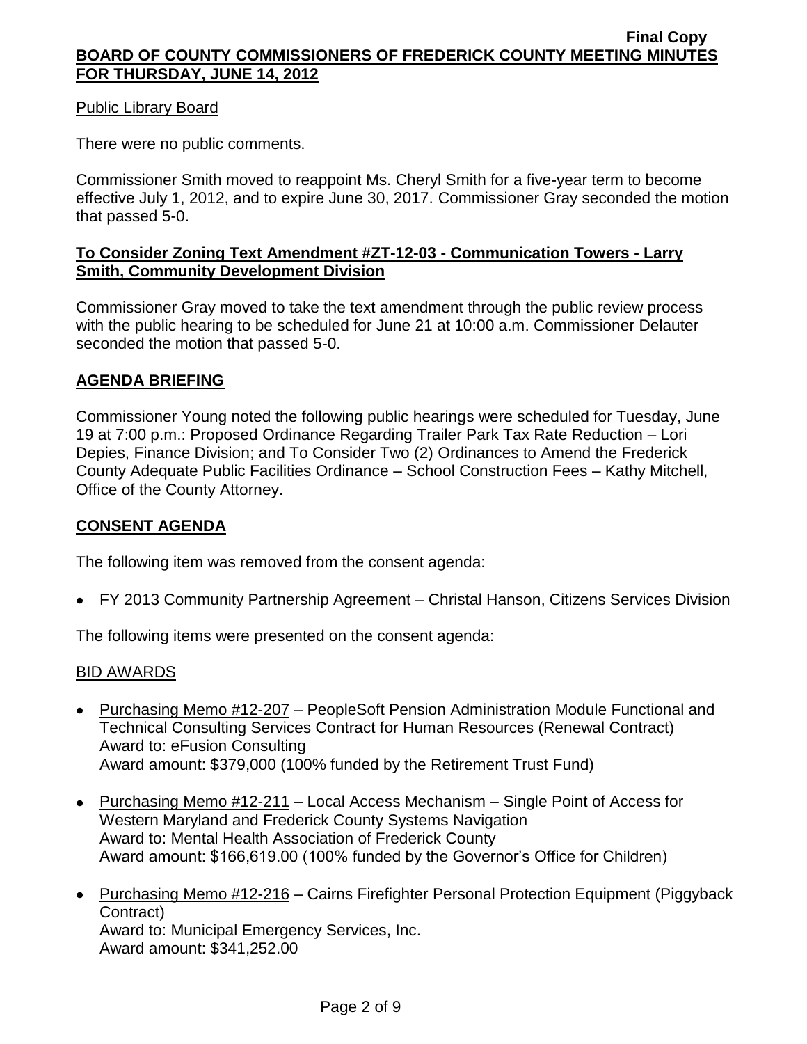Public Library Board

There were no public comments.

Commissioner Smith moved to reappoint Ms. Cheryl Smith for a five-year term to become effective July 1, 2012, and to expire June 30, 2017. Commissioner Gray seconded the motion that passed 5-0.

## **To Consider Zoning Text Amendment #ZT-12-03 - Communication Towers - Larry Smith, Community Development Division**

Commissioner Gray moved to take the text amendment through the public review process with the public hearing to be scheduled for June 21 at 10:00 a.m. Commissioner Delauter seconded the motion that passed 5-0.

## **AGENDA BRIEFING**

Commissioner Young noted the following public hearings were scheduled for Tuesday, June 19 at 7:00 p.m.: Proposed Ordinance Regarding Trailer Park Tax Rate Reduction – Lori Depies, Finance Division; and To Consider Two (2) Ordinances to Amend the Frederick County Adequate Public Facilities Ordinance – School Construction Fees – Kathy Mitchell, Office of the County Attorney.

## **CONSENT AGENDA**

The following item was removed from the consent agenda:

- FY 2013 Community Partnership Agreement – Christal Hanson, Citizens Services Division

The following items were presented on the consent agenda:

BID AWARDS

- Purchasing Memo #12-207 – PeopleSoft Pension Administration Module Functional and Technical Consulting Services Contract for Human Resources (Renewal Contract)
  Award to: eFusion Consulting
  Award amount: $379,000 (100% funded by the Retirement Trust Fund)

- Purchasing Memo #12-211 – Local Access Mechanism – Single Point of Access for Western Maryland and Frederick County Systems Navigation
  Award to: Mental Health Association of Frederick County
  Award amount: $166,619.00 (100% funded by the Governor's Office for Children)

- Purchasing Memo #12-216 – Cairns Firefighter Personal Protection Equipment (Piggyback Contract)
  Award to: Municipal Emergency Services, Inc.
  Award amount: $341,252.00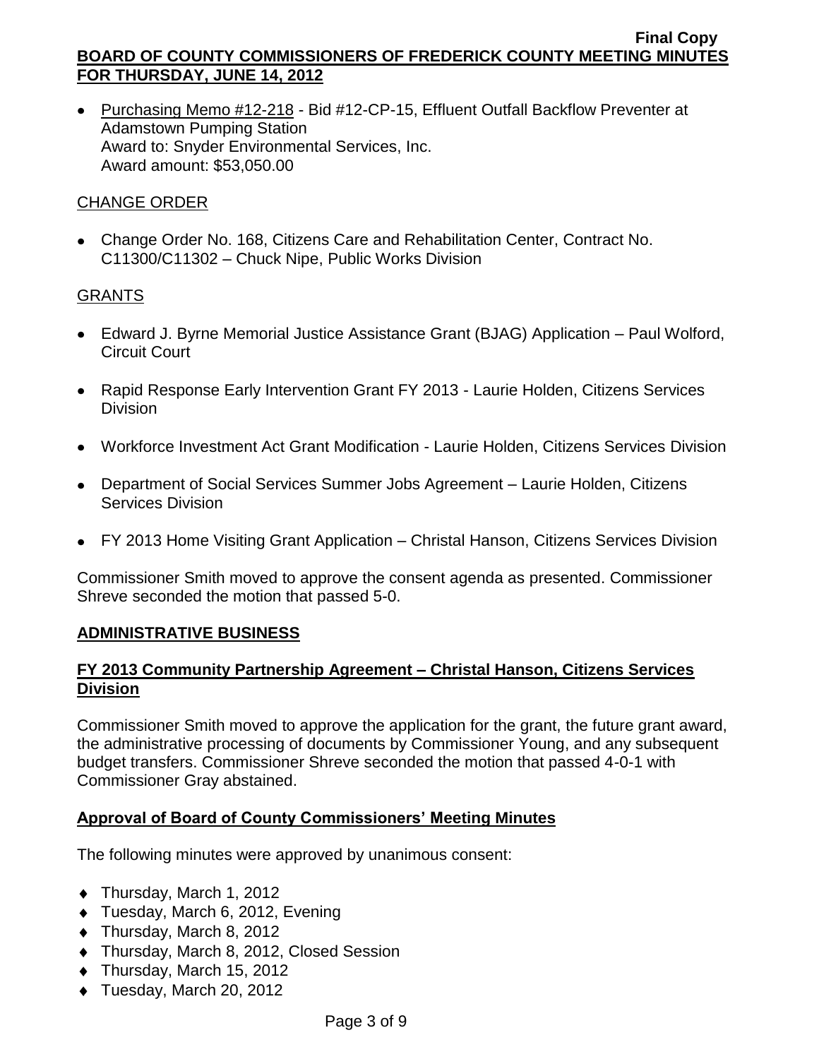- Purchasing Memo #12-218 - Bid #12-CP-15, Effluent Outfall Backflow Preventer at Adamstown Pumping Station
  Award to: Snyder Environmental Services, Inc.
  Award amount: $53,050.00

CHANGE ORDER

- Change Order No. 168, Citizens Care and Rehabilitation Center, Contract No. C11300/C11302 – Chuck Nipe, Public Works Division

GRANTS

- Edward J. Byrne Memorial Justice Assistance Grant (BJAG) Application – Paul Wolford, Circuit Court
- Rapid Response Early Intervention Grant FY 2013 - Laurie Holden, Citizens Services Division
- Workforce Investment Act Grant Modification - Laurie Holden, Citizens Services Division
- Department of Social Services Summer Jobs Agreement – Laurie Holden, Citizens Services Division
- FY 2013 Home Visiting Grant Application – Christal Hanson, Citizens Services Division

Commissioner Smith moved to approve the consent agenda as presented. Commissioner Shreve seconded the motion that passed 5-0.

## ADMINISTRATIVE BUSINESS

### FY 2013 Community Partnership Agreement – Christal Hanson, Citizens Services Division

Commissioner Smith moved to approve the application for the grant, the future grant award, the administrative processing of documents by Commissioner Young, and any subsequent budget transfers. Commissioner Shreve seconded the motion that passed 4-0-1 with Commissioner Gray abstained.

### Approval of Board of County Commissioners' Meeting Minutes

The following minutes were approved by unanimous consent:

- Thursday, March 1, 2012
- Tuesday, March 6, 2012, Evening
- Thursday, March 8, 2012
- Thursday, March 8, 2012, Closed Session
- Thursday, March 15, 2012
- Tuesday, March 20, 2012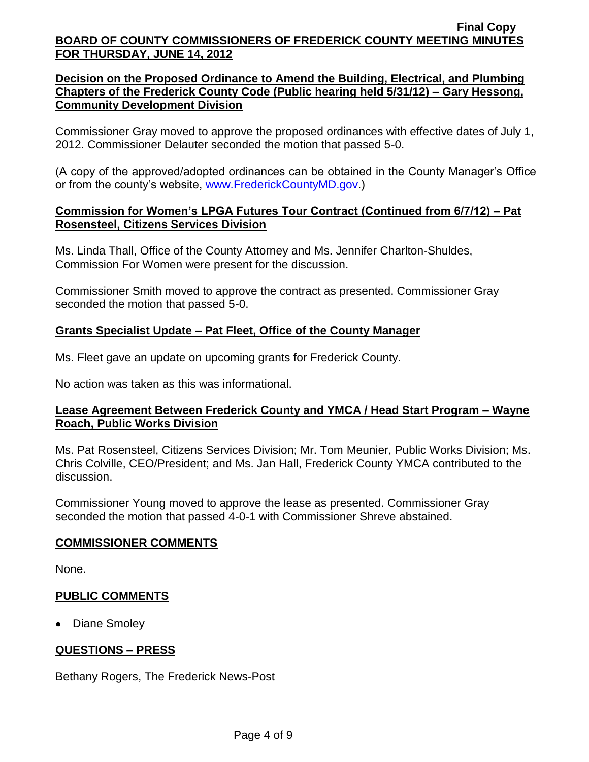## Decision on the Proposed Ordinance to Amend the Building, Electrical, and Plumbing Chapters of the Frederick County Code (Public hearing held 5/31/12) – Gary Hessong, Community Development Division

Commissioner Gray moved to approve the proposed ordinances with effective dates of July 1, 2012. Commissioner Delauter seconded the motion that passed 5-0.

(A copy of the approved/adopted ordinances can be obtained in the County Manager's Office or from the county's website, www.FrederickCountyMD.gov.)

## Commission for Women's LPGA Futures Tour Contract (Continued from 6/7/12) – Pat Rosensteel, Citizens Services Division

Ms. Linda Thall, Office of the County Attorney and Ms. Jennifer Charlton-Shuldes, Commission For Women were present for the discussion.

Commissioner Smith moved to approve the contract as presented. Commissioner Gray seconded the motion that passed 5-0.

## Grants Specialist Update – Pat Fleet, Office of the County Manager

Ms. Fleet gave an update on upcoming grants for Frederick County.

No action was taken as this was informational.

## Lease Agreement Between Frederick County and YMCA / Head Start Program – Wayne Roach, Public Works Division

Ms. Pat Rosensteel, Citizens Services Division; Mr. Tom Meunier, Public Works Division; Ms. Chris Colville, CEO/President; and Ms. Jan Hall, Frederick County YMCA contributed to the discussion.

Commissioner Young moved to approve the lease as presented. Commissioner Gray seconded the motion that passed 4-0-1 with Commissioner Shreve abstained.

## COMMISSIONER COMMENTS

None.

## PUBLIC COMMENTS

- Diane Smoley

## QUESTIONS – PRESS

Bethany Rogers, The Frederick News-Post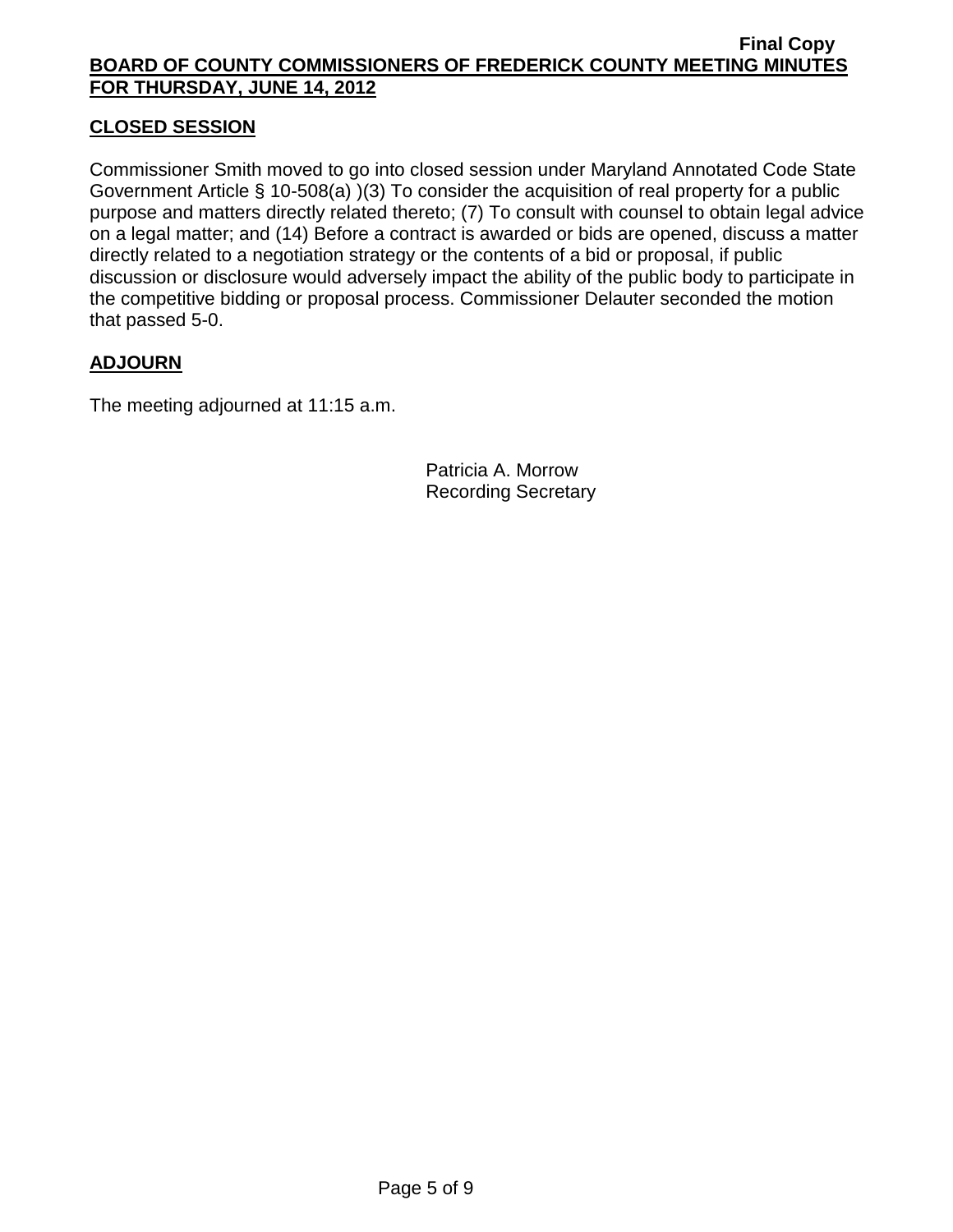## **CLOSED SESSION**

Commissioner Smith moved to go into closed session under Maryland Annotated Code State Government Article § 10-508(a) )(3) To consider the acquisition of real property for a public purpose and matters directly related thereto; (7) To consult with counsel to obtain legal advice on a legal matter; and (14) Before a contract is awarded or bids are opened, discuss a matter directly related to a negotiation strategy or the contents of a bid or proposal, if public discussion or disclosure would adversely impact the ability of the public body to participate in the competitive bidding or proposal process. Commissioner Delauter seconded the motion that passed 5-0.

## **ADJOURN**

The meeting adjourned at 11:15 a.m.

Patricia A. Morrow
Recording Secretary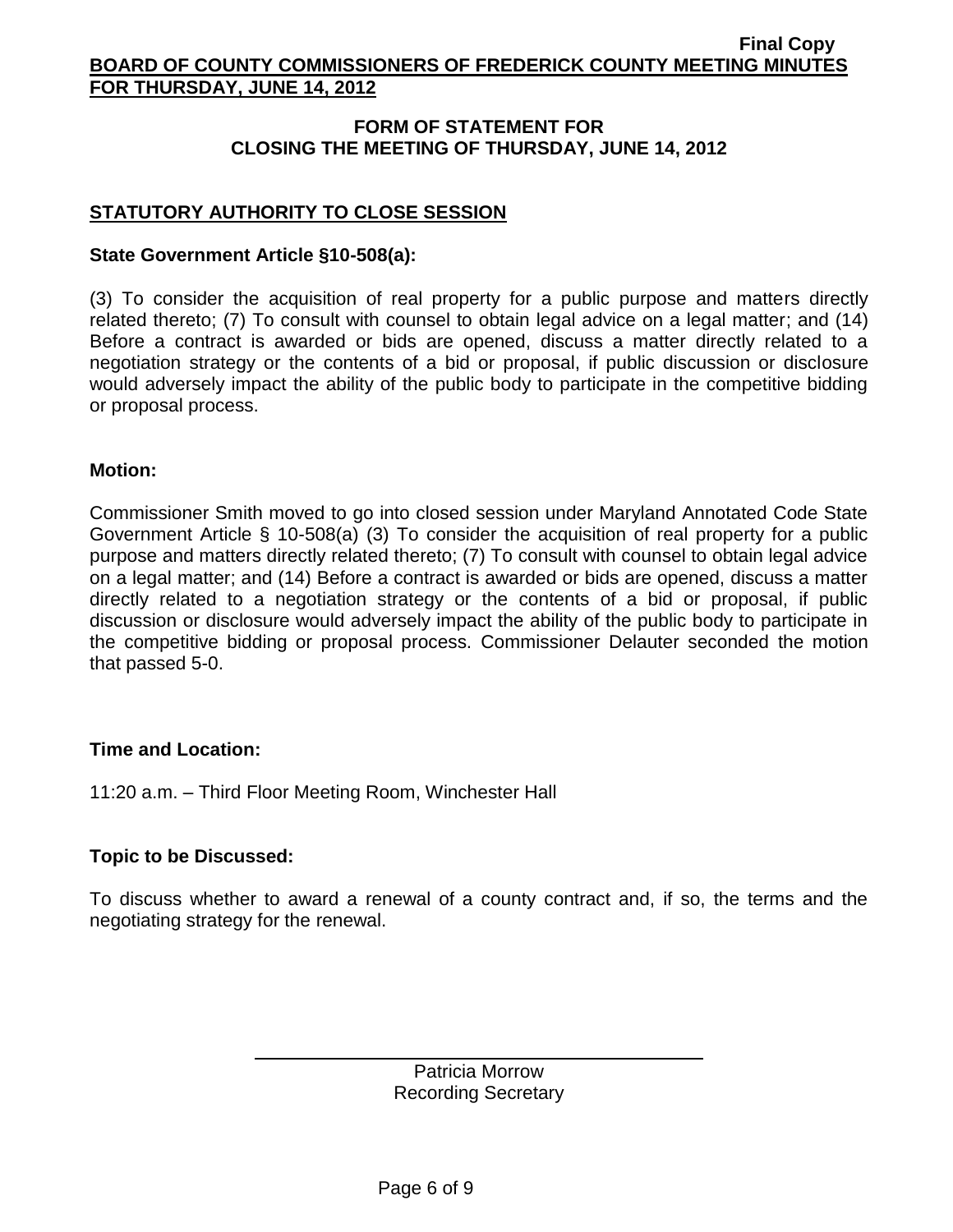## FORM OF STATEMENT FOR CLOSING THE MEETING OF THURSDAY, JUNE 14, 2012

### STATUTORY AUTHORITY TO CLOSE SESSION

**State Government Article §10-508(a):**

(3) To consider the acquisition of real property for a public purpose and matters directly related thereto; (7) To consult with counsel to obtain legal advice on a legal matter; and (14) Before a contract is awarded or bids are opened, discuss a matter directly related to a negotiation strategy or the contents of a bid or proposal, if public discussion or disclosure would adversely impact the ability of the public body to participate in the competitive bidding or proposal process.

**Motion:**

Commissioner Smith moved to go into closed session under Maryland Annotated Code State Government Article § 10-508(a) (3) To consider the acquisition of real property for a public purpose and matters directly related thereto; (7) To consult with counsel to obtain legal advice on a legal matter; and (14) Before a contract is awarded or bids are opened, discuss a matter directly related to a negotiation strategy or the contents of a bid or proposal, if public discussion or disclosure would adversely impact the ability of the public body to participate in the competitive bidding or proposal process. Commissioner Delauter seconded the motion that passed 5-0.

**Time and Location:**

11:20 a.m. – Third Floor Meeting Room, Winchester Hall

**Topic to be Discussed:**

To discuss whether to award a renewal of a county contract and, if so, the terms and the negotiating strategy for the renewal.

Patricia Morrow
Recording Secretary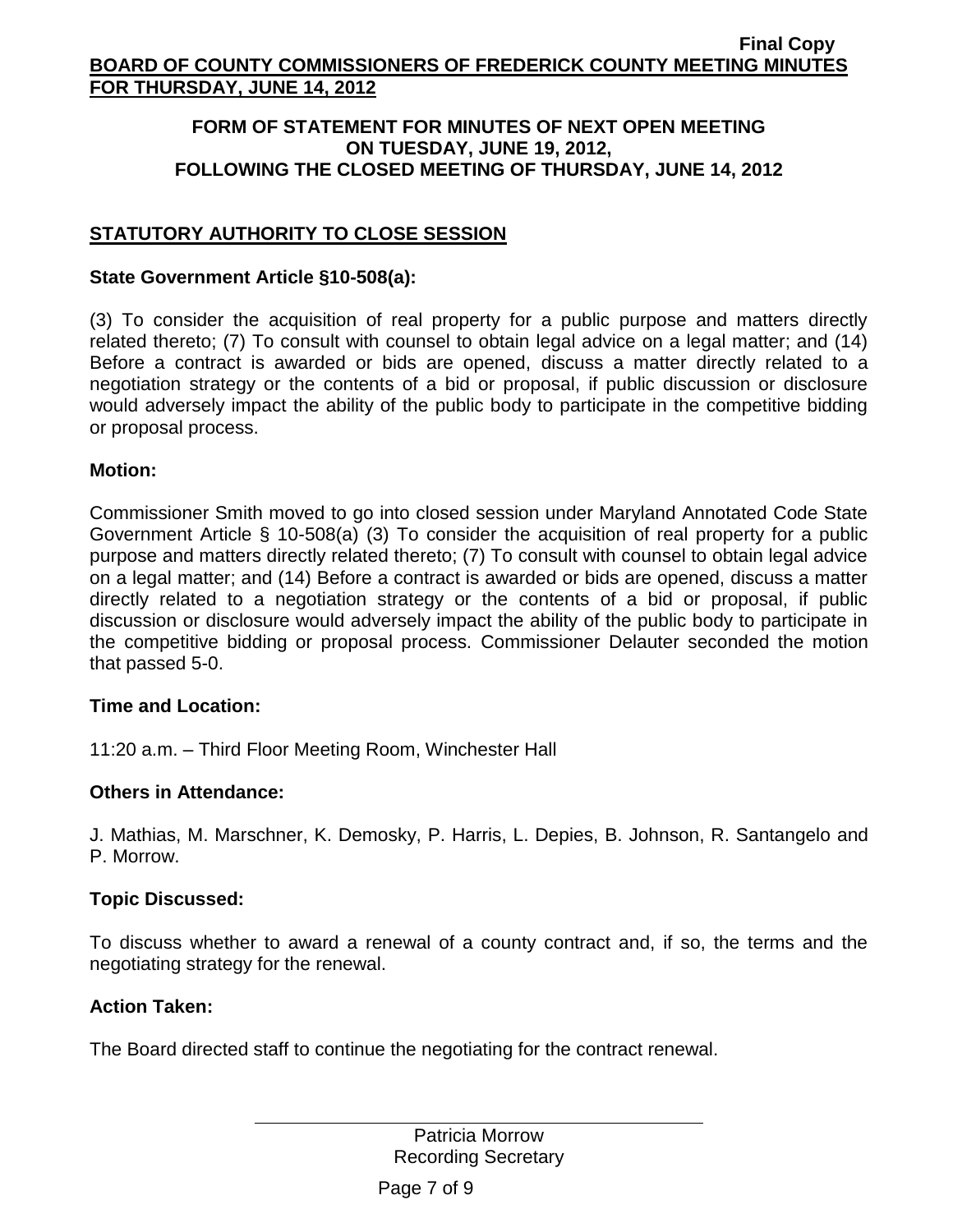## FORM OF STATEMENT FOR MINUTES OF NEXT OPEN MEETING ON TUESDAY, JUNE 19, 2012, FOLLOWING THE CLOSED MEETING OF THURSDAY, JUNE 14, 2012

### STATUTORY AUTHORITY TO CLOSE SESSION

**State Government Article §10-508(a):**

(3) To consider the acquisition of real property for a public purpose and matters directly related thereto; (7) To consult with counsel to obtain legal advice on a legal matter; and (14) Before a contract is awarded or bids are opened, discuss a matter directly related to a negotiation strategy or the contents of a bid or proposal, if public discussion or disclosure would adversely impact the ability of the public body to participate in the competitive bidding or proposal process.

**Motion:**

Commissioner Smith moved to go into closed session under Maryland Annotated Code State Government Article § 10-508(a) (3) To consider the acquisition of real property for a public purpose and matters directly related thereto; (7) To consult with counsel to obtain legal advice on a legal matter; and (14) Before a contract is awarded or bids are opened, discuss a matter directly related to a negotiation strategy or the contents of a bid or proposal, if public discussion or disclosure would adversely impact the ability of the public body to participate in the competitive bidding or proposal process. Commissioner Delauter seconded the motion that passed 5-0.

**Time and Location:**

11:20 a.m. – Third Floor Meeting Room, Winchester Hall

**Others in Attendance:**

J. Mathias, M. Marschner, K. Demosky, P. Harris, L. Depies, B. Johnson, R. Santangelo and P. Morrow.

**Topic Discussed:**

To discuss whether to award a renewal of a county contract and, if so, the terms and the negotiating strategy for the renewal.

**Action Taken:**

The Board directed staff to continue the negotiating for the contract renewal.

Patricia Morrow
Recording Secretary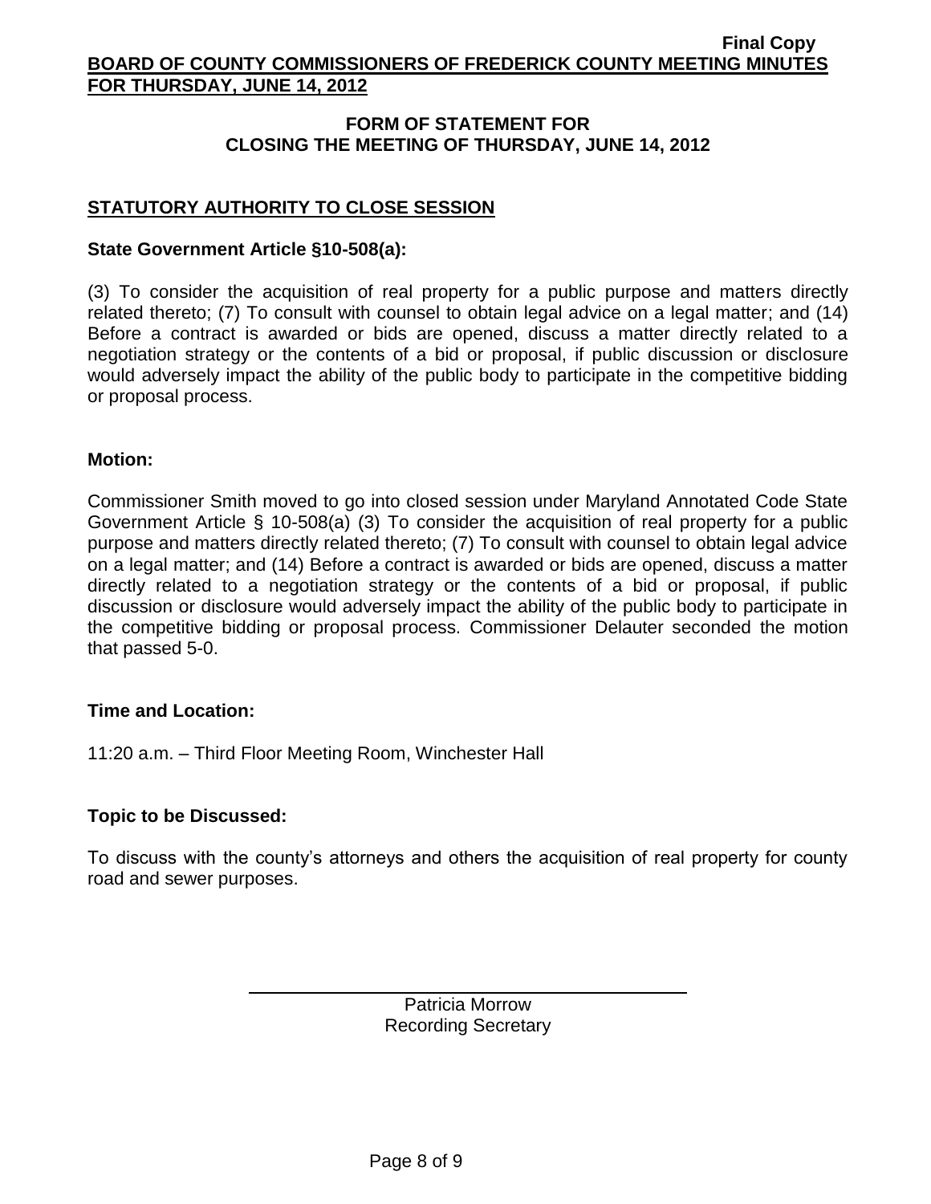## FORM OF STATEMENT FOR CLOSING THE MEETING OF THURSDAY, JUNE 14, 2012

### STATUTORY AUTHORITY TO CLOSE SESSION

**State Government Article §10-508(a):**

(3) To consider the acquisition of real property for a public purpose and matters directly related thereto; (7) To consult with counsel to obtain legal advice on a legal matter; and (14) Before a contract is awarded or bids are opened, discuss a matter directly related to a negotiation strategy or the contents of a bid or proposal, if public discussion or disclosure would adversely impact the ability of the public body to participate in the competitive bidding or proposal process.

**Motion:**

Commissioner Smith moved to go into closed session under Maryland Annotated Code State Government Article § 10-508(a) (3) To consider the acquisition of real property for a public purpose and matters directly related thereto; (7) To consult with counsel to obtain legal advice on a legal matter; and (14) Before a contract is awarded or bids are opened, discuss a matter directly related to a negotiation strategy or the contents of a bid or proposal, if public discussion or disclosure would adversely impact the ability of the public body to participate in the competitive bidding or proposal process. Commissioner Delauter seconded the motion that passed 5-0.

**Time and Location:**

11:20 a.m. – Third Floor Meeting Room, Winchester Hall

**Topic to be Discussed:**

To discuss with the county's attorneys and others the acquisition of real property for county road and sewer purposes.

Patricia Morrow
Recording Secretary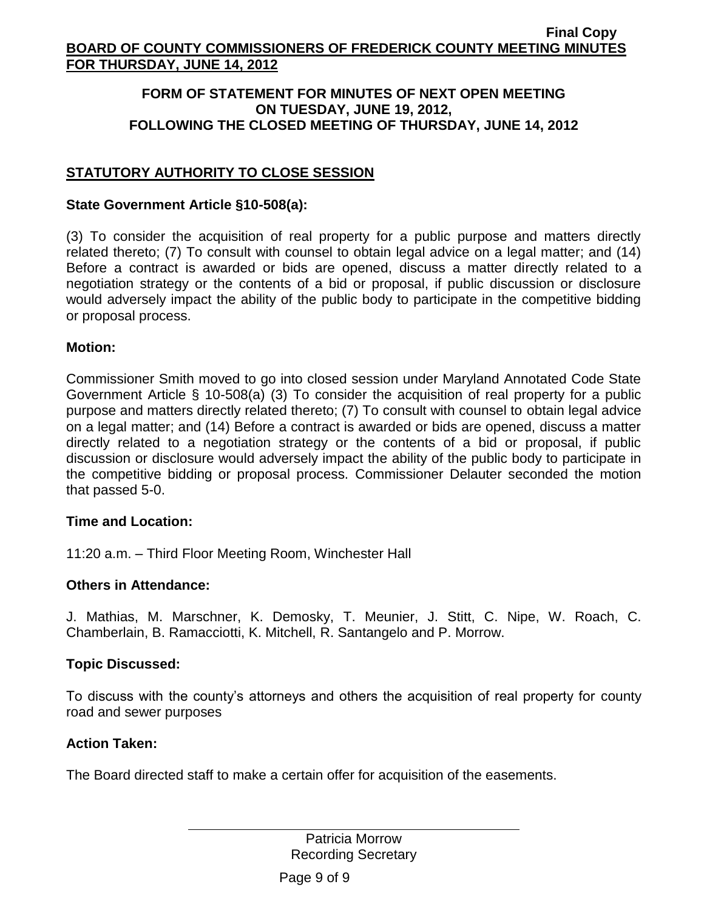## FORM OF STATEMENT FOR MINUTES OF NEXT OPEN MEETING ON TUESDAY, JUNE 19, 2012, FOLLOWING THE CLOSED MEETING OF THURSDAY, JUNE 14, 2012

### STATUTORY AUTHORITY TO CLOSE SESSION

**State Government Article §10-508(a):**

(3) To consider the acquisition of real property for a public purpose and matters directly related thereto; (7) To consult with counsel to obtain legal advice on a legal matter; and (14) Before a contract is awarded or bids are opened, discuss a matter directly related to a negotiation strategy or the contents of a bid or proposal, if public discussion or disclosure would adversely impact the ability of the public body to participate in the competitive bidding or proposal process.

**Motion:**

Commissioner Smith moved to go into closed session under Maryland Annotated Code State Government Article § 10-508(a) (3) To consider the acquisition of real property for a public purpose and matters directly related thereto; (7) To consult with counsel to obtain legal advice on a legal matter; and (14) Before a contract is awarded or bids are opened, discuss a matter directly related to a negotiation strategy or the contents of a bid or proposal, if public discussion or disclosure would adversely impact the ability of the public body to participate in the competitive bidding or proposal process. Commissioner Delauter seconded the motion that passed 5-0.

**Time and Location:**

11:20 a.m. – Third Floor Meeting Room, Winchester Hall

**Others in Attendance:**

J. Mathias, M. Marschner, K. Demosky, T. Meunier, J. Stitt, C. Nipe, W. Roach, C. Chamberlain, B. Ramacciotti, K. Mitchell, R. Santangelo and P. Morrow.

**Topic Discussed:**

To discuss with the county's attorneys and others the acquisition of real property for county road and sewer purposes

**Action Taken:**

The Board directed staff to make a certain offer for acquisition of the easements.

Patricia Morrow
Recording Secretary